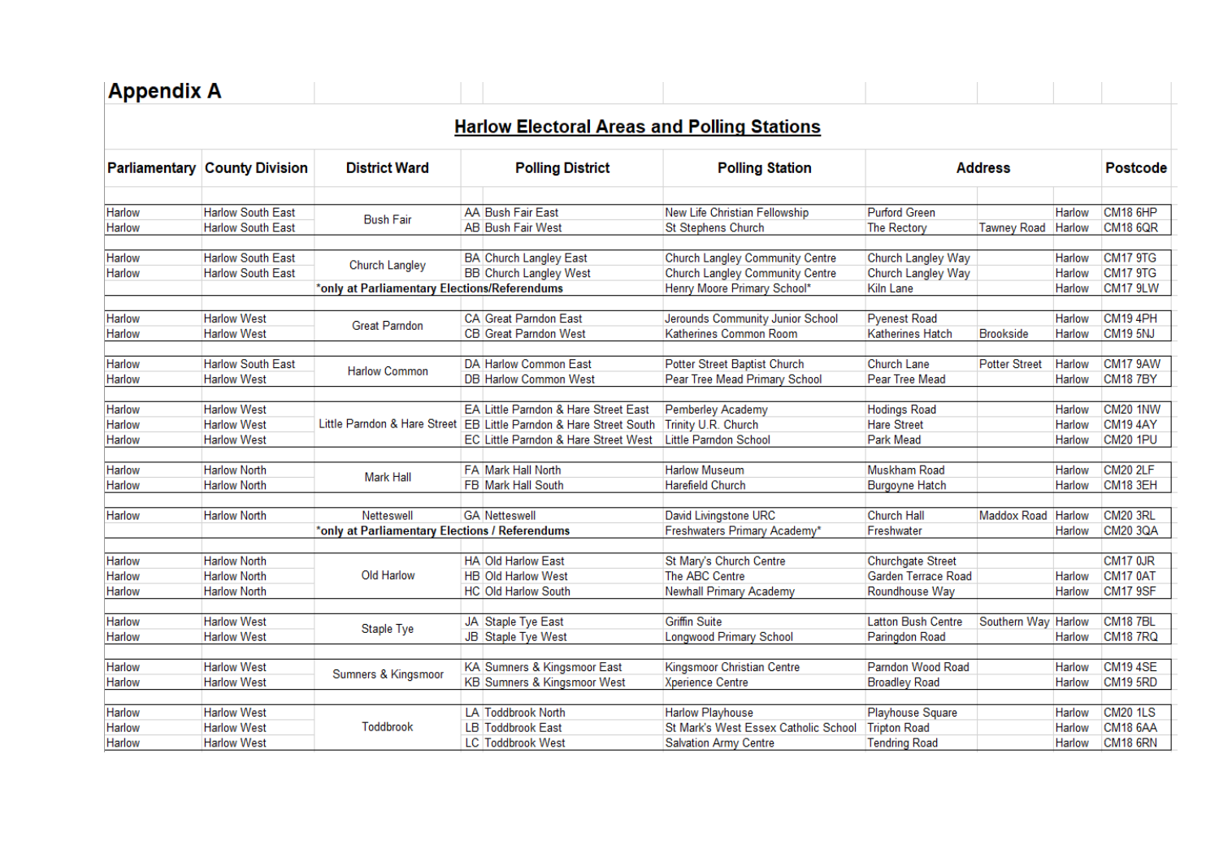# Appendix A

## Harlow Electoral Areas and Polling Stations

| Parliamentary | County Division | District Ward | Polling District | | Polling Station | Address | | | Postcode |
|---|---|---|---|---|---|---|---|---|---|
| Harlow | Harlow South East | Bush Fair | AA | Bush Fair East | New Life Christian Fellowship | Purford Green | | Harlow | CM18 6HP |
| Harlow | Harlow South East | | AB | Bush Fair West | St Stephens Church | The Rectory | Tawney Road | Harlow | CM18 6QR |
| | | | | | | | | | |
| Harlow | Harlow South East | Church Langley | BA | Church Langley East | Church Langley Community Centre | Church Langley Way | | Harlow | CM17 9TG |
| Harlow | Harlow South East | | BB | Church Langley West | Church Langley Community Centre | Church Langley Way | | Harlow | CM17 9TG |
| | | *only at Parliamentary Elections/Referendums | | | Henry Moore Primary School* | Kiln Lane | | Harlow | CM17 9LW |
| | | | | | | | | | |
| Harlow | Harlow West | Great Parndon | CA | Great Parndon East | Jerounds Community Junior School | Pyenest Road | | Harlow | CM19 4PH |
| Harlow | Harlow West | | CB | Great Parndon West | Katherines Common Room | Katherines Hatch | Brookside | Harlow | CM19 5NJ |
| | | | | | | | | | |
| Harlow | Harlow South East | Harlow Common | DA | Harlow Common East | Potter Street Baptist Church | Church Lane | Potter Street | Harlow | CM17 9AW |
| Harlow | Harlow West | | DB | Harlow Common West | Pear Tree Mead Primary School | Pear Tree Mead | | Harlow | CM18 7BY |
| | | | | | | | | | |
| Harlow | Harlow West | Little Parndon & Hare Street | EA | Little Parndon & Hare Street East | Pemberley Academy | Hodings Road | | Harlow | CM20 1NW |
| Harlow | Harlow West | | EB | Little Parndon & Hare Street South | Trinity U.R. Church | Hare Street | | Harlow | CM19 4AY |
| Harlow | Harlow West | | EC | Little Parndon & Hare Street West | Little Parndon School | Park Mead | | Harlow | CM20 1PU |
| | | | | | | | | | |
| Harlow | Harlow North | Mark Hall | FA | Mark Hall North | Harlow Museum | Muskham Road | | Harlow | CM20 2LF |
| Harlow | Harlow North | | FB | Mark Hall South | Harefield Church | Burgoyne Hatch | | Harlow | CM18 3EH |
| | | | | | | | | | |
| Harlow | Harlow North | Netteswell | GA | Netteswell | David Livingstone URC | Church Hall | Maddox Road | Harlow | CM20 3RL |
| | | *only at Parliamentary Elections / Referendums | | | Freshwaters Primary Academy* | Freshwater | | Harlow | CM20 3QA |
| | | | | | | | | | |
| Harlow | Harlow North | Old Harlow | HA | Old Harlow East | St Mary's Church Centre | Churchgate Street | | | CM17 0JR |
| Harlow | Harlow North | | HB | Old Harlow West | The ABC Centre | Garden Terrace Road | | Harlow | CM17 0AT |
| Harlow | Harlow North | | HC | Old Harlow South | Newhall Primary Academy | Roundhouse Way | | Harlow | CM17 9SF |
| | | | | | | | | | |
| Harlow | Harlow West | Staple Tye | JA | Staple Tye East | Griffin Suite | Latton Bush Centre | Southern Way | Harlow | CM18 7BL |
| Harlow | Harlow West | | JB | Staple Tye West | Longwood Primary School | Paringdon Road | | Harlow | CM18 7RQ |
| | | | | | | | | | |
| Harlow | Harlow West | Sumners & Kingsmoor | KA | Sumners & Kingsmoor East | Kingsmoor Christian Centre | Parndon Wood Road | | Harlow | CM19 4SE |
| Harlow | Harlow West | | KB | Sumners & Kingsmoor West | Xperience Centre | Broadley Road | | Harlow | CM19 5RD |
| | | | | | | | | | |
| Harlow | Harlow West | Toddbrook | LA | Toddbrook North | Harlow Playhouse | Playhouse Square | | Harlow | CM20 1LS |
| Harlow | Harlow West | | LB | Toddbrook East | St Mark's West Essex Catholic School | Tripton Road | | Harlow | CM18 6AA |
| Harlow | Harlow West | | LC | Toddbrook West | Salvation Army Centre | Tendring Road | | Harlow | CM18 6RN |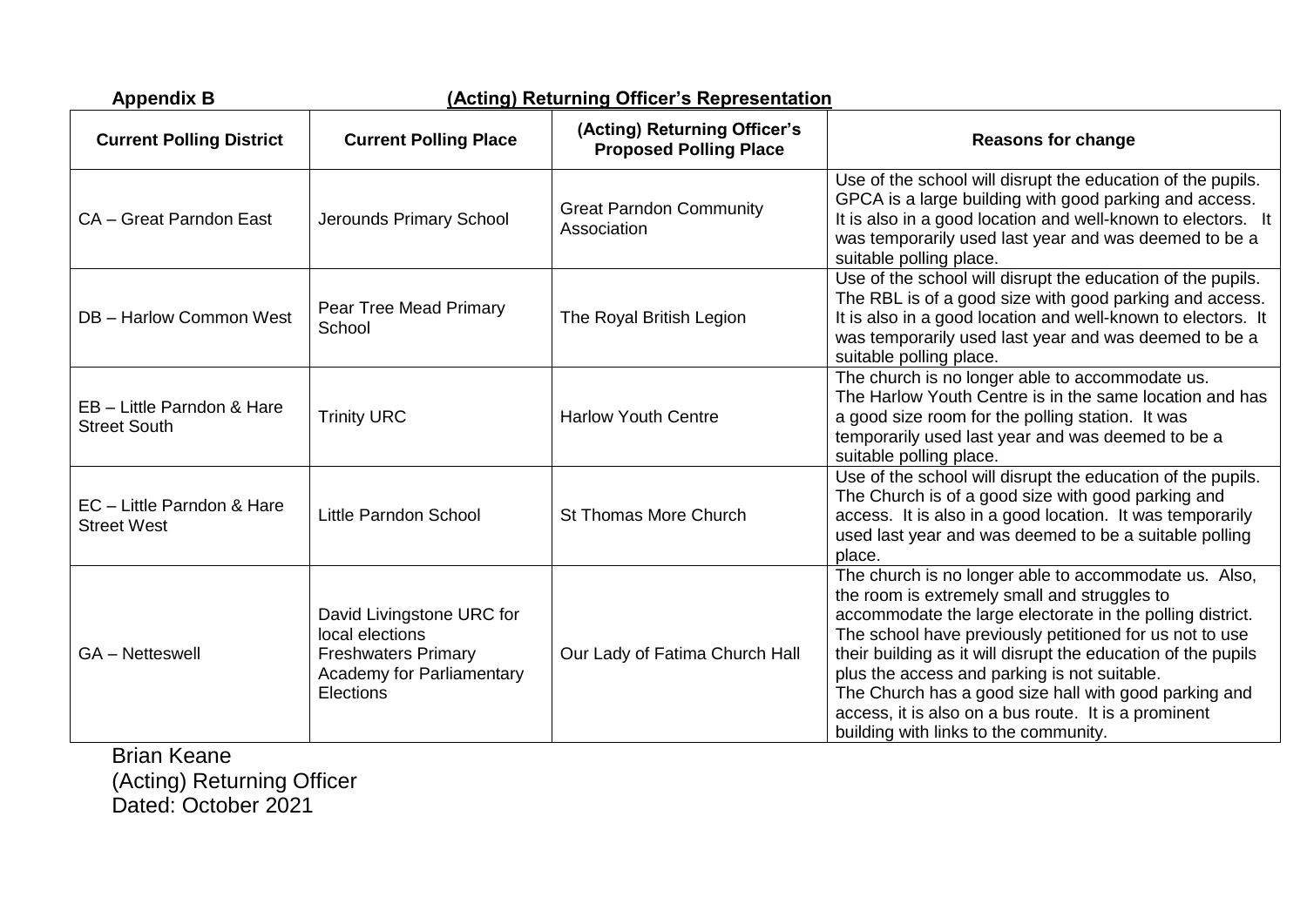**Appendix B** **(Acting) Returning Officer's Representation**

| Current Polling District | Current Polling Place | (Acting) Returning Officer's Proposed Polling Place | Reasons for change |
|---|---|---|---|
| CA – Great Parndon East | Jerounds Primary School | Great Parndon Community Association | Use of the school will disrupt the education of the pupils. GPCA is a large building with good parking and access. It is also in a good location and well-known to electors. It was temporarily used last year and was deemed to be a suitable polling place. |
| DB – Harlow Common West | Pear Tree Mead Primary School | The Royal British Legion | Use of the school will disrupt the education of the pupils. The RBL is of a good size with good parking and access. It is also in a good location and well-known to electors. It was temporarily used last year and was deemed to be a suitable polling place. |
| EB – Little Parndon & Hare Street South | Trinity URC | Harlow Youth Centre | The church is no longer able to accommodate us. The Harlow Youth Centre is in the same location and has a good size room for the polling station. It was temporarily used last year and was deemed to be a suitable polling place. |
| EC – Little Parndon & Hare Street West | Little Parndon School | St Thomas More Church | Use of the school will disrupt the education of the pupils. The Church is of a good size with good parking and access. It is also in a good location. It was temporarily used last year and was deemed to be a suitable polling place. |
| GA – Netteswell | David Livingstone URC for local elections<br>Freshwaters Primary Academy for Parliamentary Elections | Our Lady of Fatima Church Hall | The church is no longer able to accommodate us. Also, the room is extremely small and struggles to accommodate the large electorate in the polling district. The school have previously petitioned for us not to use their building as it will disrupt the education of the pupils plus the access and parking is not suitable.<br>The Church has a good size hall with good parking and access, it is also on a bus route. It is a prominent building with links to the community. |

Brian Keane
(Acting) Returning Officer
Dated: October 2021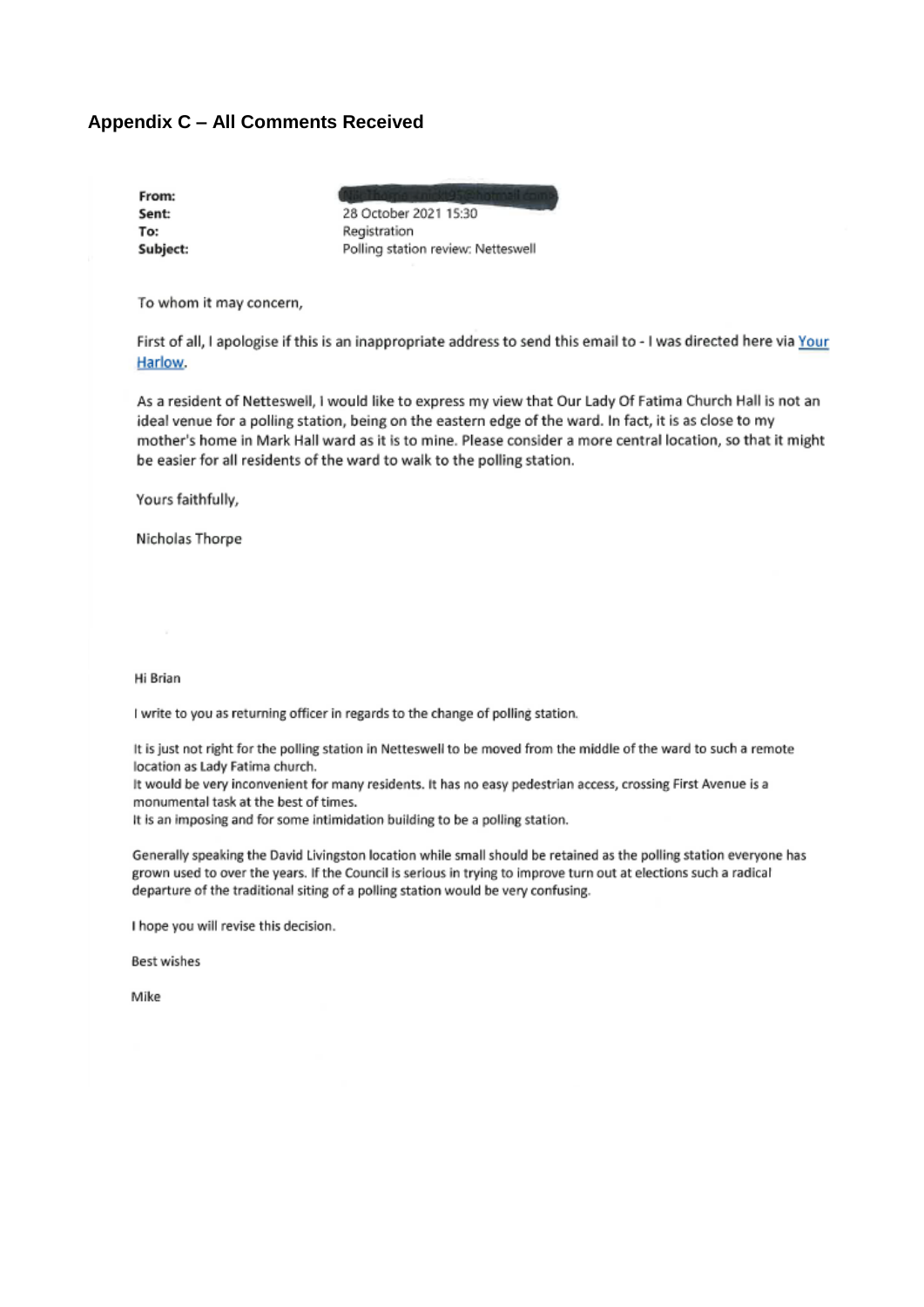## Appendix C – All Comments Received

**From:** [redacted]
**Sent:** 28 October 2021 15:30
**To:** Registration
**Subject:** Polling station review: Netteswell

To whom it may concern,

First of all, I apologise if this is an inappropriate address to send this email to - I was directed here via Your Harlow.

As a resident of Netteswell, I would like to express my view that Our Lady Of Fatima Church Hall is not an ideal venue for a polling station, being on the eastern edge of the ward. In fact, it is as close to my mother's home in Mark Hall ward as it is to mine. Please consider a more central location, so that it might be easier for all residents of the ward to walk to the polling station.

Yours faithfully,

Nicholas Thorpe

Hi Brian

I write to you as returning officer in regards to the change of polling station.

It is just not right for the polling station in Netteswell to be moved from the middle of the ward to such a remote location as Lady Fatima church.

It would be very inconvenient for many residents. It has no easy pedestrian access, crossing First Avenue is a monumental task at the best of times.

It is an imposing and for some intimidation building to be a polling station.

Generally speaking the David Livingston location while small should be retained as the polling station everyone has grown used to over the years. If the Council is serious in trying to improve turn out at elections such a radical departure of the traditional siting of a polling station would be very confusing.

I hope you will revise this decision.

Best wishes

Mike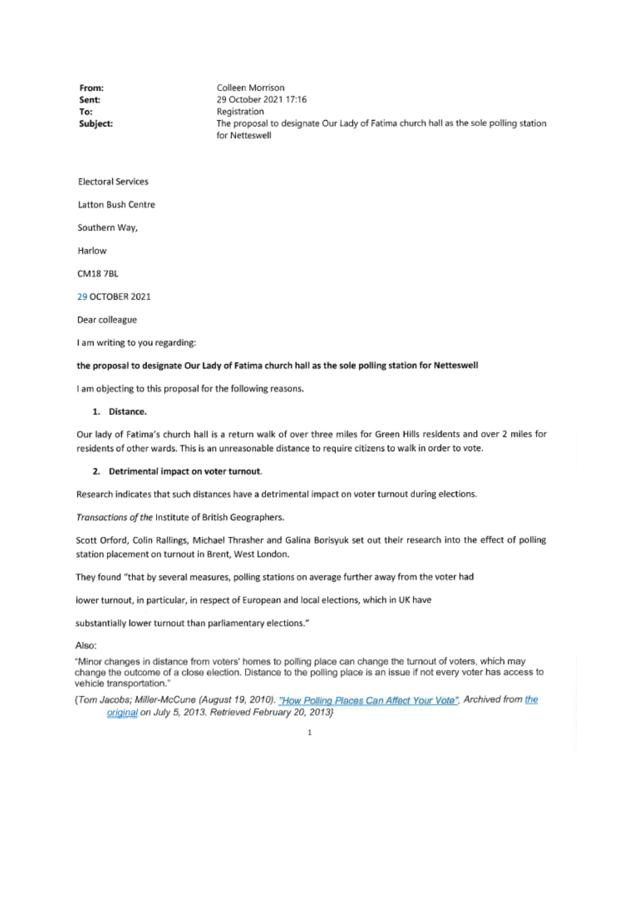| | |
|---|---|
| **From:** | Colleen Morrison |
| **Sent:** | 29 October 2021 17:16 |
| **To:** | Registration |
| **Subject:** | The proposal to designate Our Lady of Fatima church hall as the sole polling station for Netteswell |

Electoral Services

Latton Bush Centre

Southern Way,

Harlow

CM18 7BL

29 OCTOBER 2021

Dear colleague

I am writing to you regarding:

**the proposal to designate Our Lady of Fatima church hall as the sole polling station for Netteswell**

I am objecting to this proposal for the following reasons.

1. **Distance.**

Our lady of Fatima's church hall is a return walk of over three miles for Green Hills residents and over 2 miles for residents of other wards. This is an unreasonable distance to require citizens to walk in order to vote.

2. **Detrimental impact on voter turnout.**

Research indicates that such distances have a detrimental impact on voter turnout during elections.

*Transactions of the* Institute of British Geographers.

Scott Orford, Colin Rallings, Michael Thrasher and Galina Borisyuk set out their research into the effect of polling station placement on turnout in Brent, West London.

They found "that by several measures, polling stations on average further away from the voter had

lower turnout, in particular, in respect of European and local elections, which in UK have

substantially lower turnout than parliamentary elections."

Also:

"Minor changes in distance from voters' homes to polling place can change the turnout of voters, which may change the outcome of a close election. Distance to the polling place is an issue if not every voter has access to vehicle transportation."

*{Tom Jacobs; Miller-McCune (August 19, 2010). "How Polling Places Can Affect Your Vote". Archived from the original on July 5, 2013. Retrieved February 20, 2013}*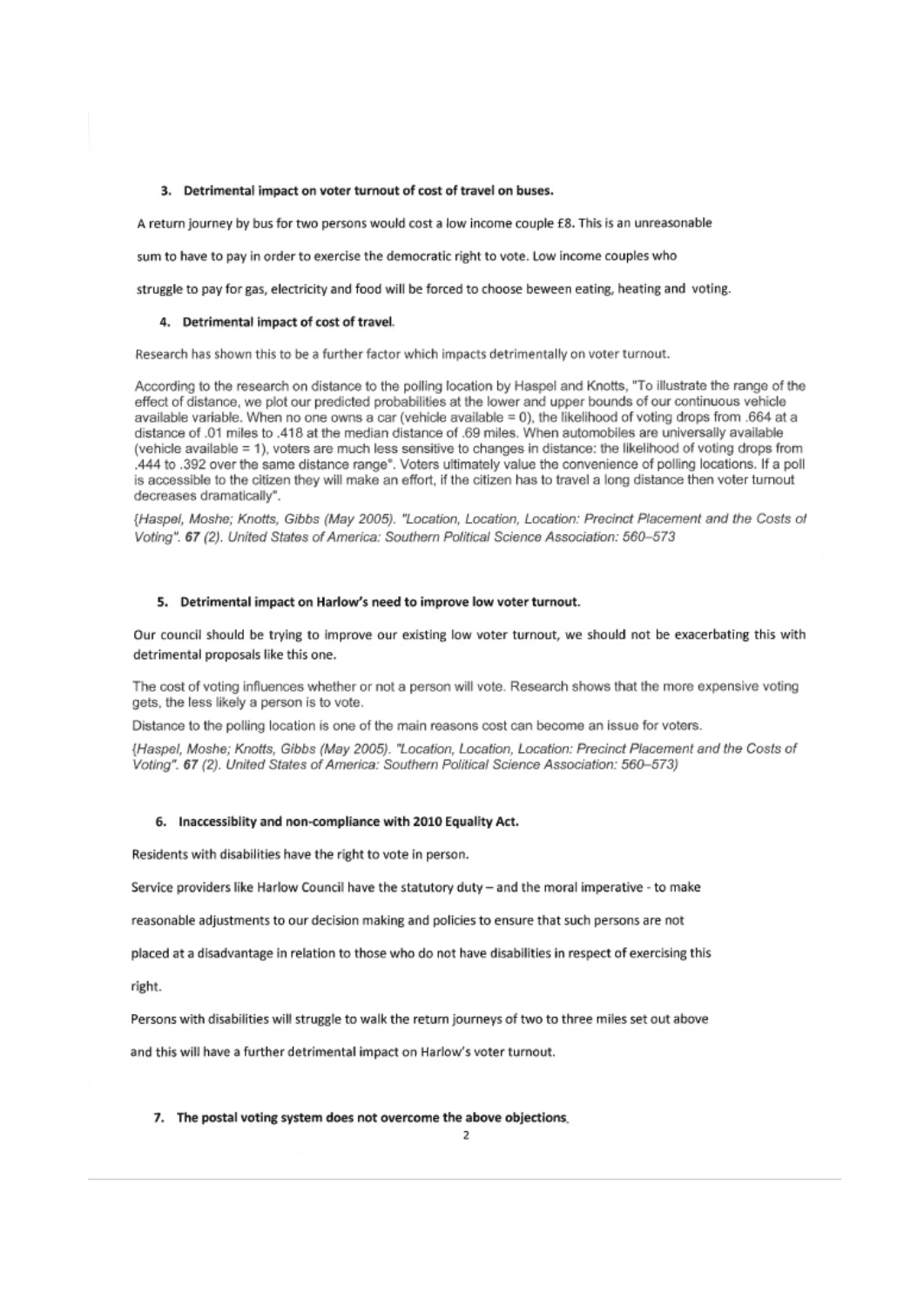**3. Detrimental impact on voter turnout of cost of travel on buses.**

A return journey by bus for two persons would cost a low income couple £8. This is an unreasonable sum to have to pay in order to exercise the democratic right to vote. Low income couples who struggle to pay for gas, electricity and food will be forced to choose beween eating, heating and voting.

**4. Detrimental impact of cost of travel.**

Research has shown this to be a further factor which impacts detrimentally on voter turnout.

According to the research on distance to the polling location by Haspel and Knotts, "To illustrate the range of the effect of distance, we plot our predicted probabilities at the lower and upper bounds of our continuous vehicle available variable. When no one owns a car (vehicle available = 0), the likelihood of voting drops from .664 at a distance of .01 miles to .418 at the median distance of .69 miles. When automobiles are universally available (vehicle available = 1), voters are much less sensitive to changes in distance: the likelihood of voting drops from .444 to .392 over the same distance range". Voters ultimately value the convenience of polling locations. If a poll is accessible to the citizen they will make an effort, if the citizen has to travel a long distance then voter turnout decreases dramatically".

*{Haspel, Moshe; Knotts, Gibbs (May 2005). "Location, Location, Location: Precinct Placement and the Costs of Voting". **67** (2). United States of America: Southern Political Science Association: 560–573*

**5. Detrimental impact on Harlow's need to improve low voter turnout.**

Our council should be trying to improve our existing low voter turnout, we should not be exacerbating this with detrimental proposals like this one.

The cost of voting influences whether or not a person will vote. Research shows that the more expensive voting gets, the less likely a person is to vote.

Distance to the polling location is one of the main reasons cost can become an issue for voters.

*{Haspel, Moshe; Knotts, Gibbs (May 2005). "Location, Location, Location: Precinct Placement and the Costs of Voting". **67** (2). United States of America: Southern Political Science Association: 560–573)*

**6. Inaccessiblity and non-compliance with 2010 Equality Act.**

Residents with disabilities have the right to vote in person.

Service providers like Harlow Council have the statutory duty – and the moral imperative - to make reasonable adjustments to our decision making and policies to ensure that such persons are not placed at a disadvantage in relation to those who do not have disabilities in respect of exercising this right.

Persons with disabilities will struggle to walk the return journeys of two to three miles set out above and this will have a further detrimental impact on Harlow's voter turnout.

**7. The postal voting system does not overcome the above objections.**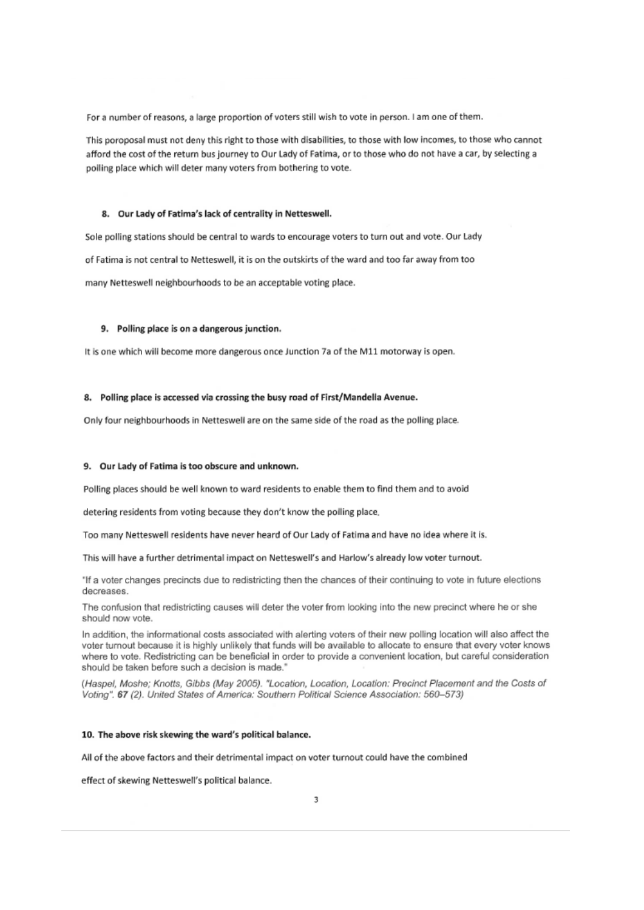For a number of reasons, a large proportion of voters still wish to vote in person. I am one of them.

This poroposal must not deny this right to those with disabilities, to those with low incomes, to those who cannot afford the cost of the return bus journey to Our Lady of Fatima, or to those who do not have a car, by selecting a polling place which will deter many voters from bothering to vote.

#### 8. Our Lady of Fatima's lack of centrality in Netteswell.

Sole polling stations should be central to wards to encourage voters to turn out and vote. Our Lady of Fatima is not central to Netteswell, it is on the outskirts of the ward and too far away from too many Netteswell neighbourhoods to be an acceptable voting place.

#### 9. Polling place is on a dangerous junction.

It is one which will become more dangerous once Junction 7a of the M11 motorway is open.

#### 8. Polling place is accessed via crossing the busy road of First/Mandella Avenue.

Only four neighbourhoods in Netteswell are on the same side of the road as the polling place.

#### 9. Our Lady of Fatima is too obscure and unknown.

Polling places should be well known to ward residents to enable them to find them and to avoid detering residents from voting because they don't know the polling place.

Too many Netteswell residents have never heard of Our Lady of Fatima and have no idea where it is.

This will have a further detrimental impact on Netteswell's and Harlow's already low voter turnout.

"If a voter changes precincts due to redistricting then the chances of their continuing to vote in future elections decreases.

The confusion that redistricting causes will deter the voter from looking into the new precinct where he or she should now vote.

In addition, the informational costs associated with alerting voters of their new polling location will also affect the voter turnout because it is highly unlikely that funds will be available to allocate to ensure that every voter knows where to vote. Redistricting can be beneficial in order to provide a convenient location, but careful consideration should be taken before such a decision is made."

*(Haspel, Moshe; Knotts, Gibbs (May 2005). "Location, Location, Location: Precinct Placement and the Costs of Voting". **67** (2). United States of America: Southern Political Science Association: 560–573)*

#### 10. The above risk skewing the ward's political balance.

All of the above factors and their detrimental impact on voter turnout could have the combined effect of skewing Netteswell's political balance.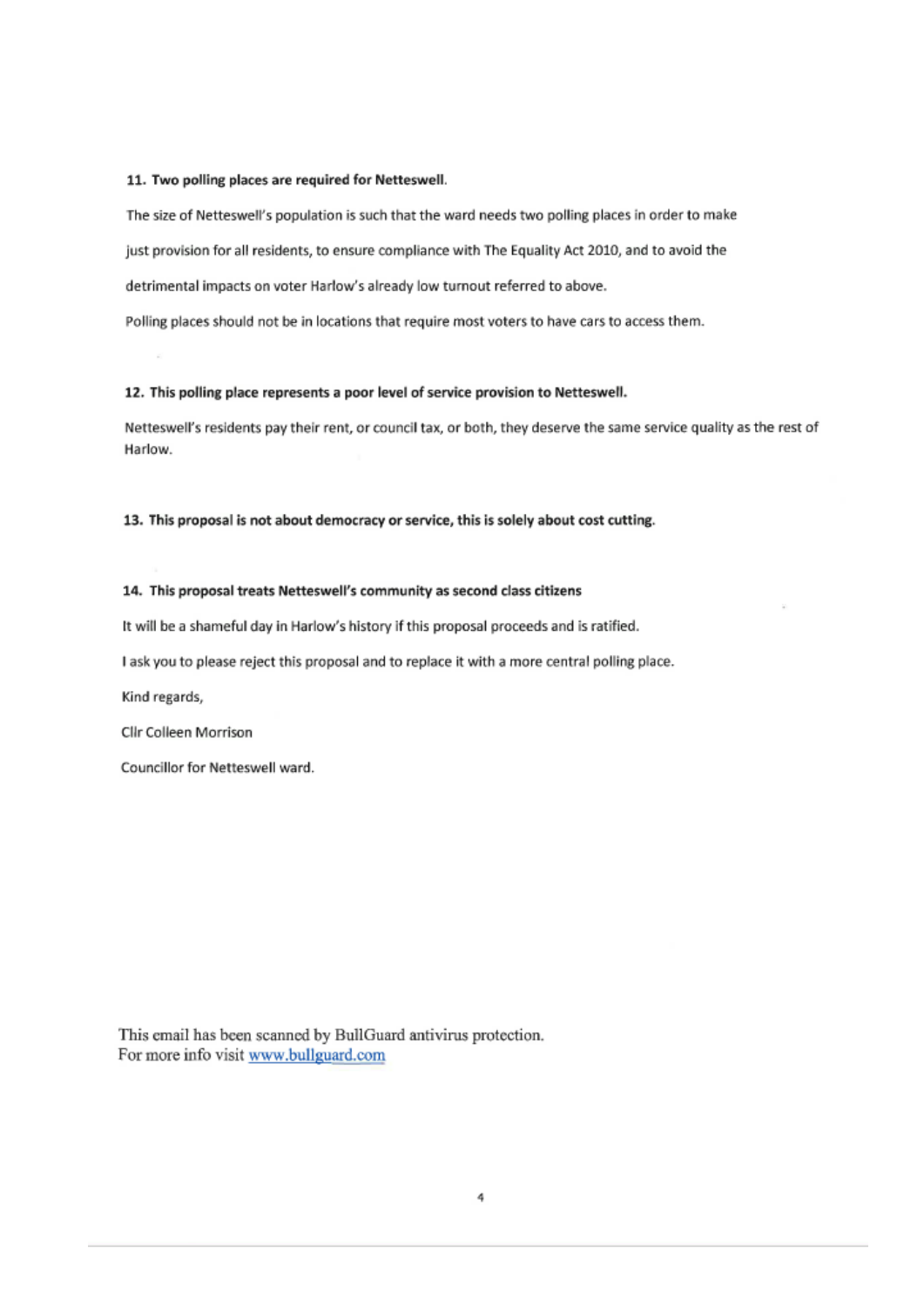**11. Two polling places are required for Netteswell.**

The size of Netteswell's population is such that the ward needs two polling places in order to make just provision for all residents, to ensure compliance with The Equality Act 2010, and to avoid the detrimental impacts on voter Harlow's already low turnout referred to above.

Polling places should not be in locations that require most voters to have cars to access them.

**12. This polling place represents a poor level of service provision to Netteswell.**

Netteswell's residents pay their rent, or council tax, or both, they deserve the same service quality as the rest of Harlow.

**13. This proposal is not about democracy or service, this is solely about cost cutting.**

**14. This proposal treats Netteswell's community as second class citizens**

It will be a shameful day in Harlow's history if this proposal proceeds and is ratified.

I ask you to please reject this proposal and to replace it with a more central polling place.

Kind regards,

Cllr Colleen Morrison

Councillor for Netteswell ward.

This email has been scanned by BullGuard antivirus protection.
For more info visit www.bullguard.com